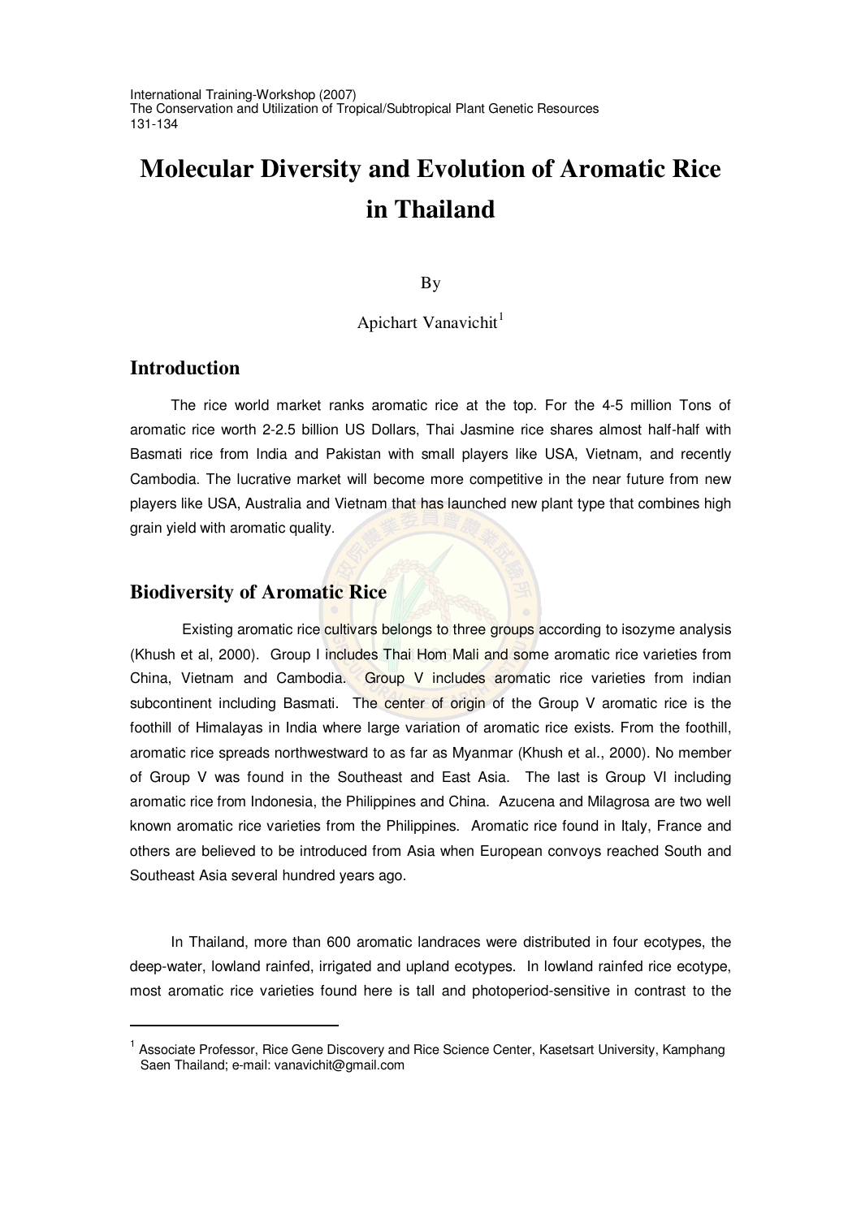International Training-Workshop (2007)
The Conservation and Utilization of Tropical/Subtropical Plant Genetic Resources
131-134

# Molecular Diversity and Evolution of Aromatic Rice in Thailand

By

Apichart Vanavichit[1]

## Introduction

The rice world market ranks aromatic rice at the top. For the 4-5 million Tons of aromatic rice worth 2-2.5 billion US Dollars, Thai Jasmine rice shares almost half-half with Basmati rice from India and Pakistan with small players like USA, Vietnam, and recently Cambodia. The lucrative market will become more competitive in the near future from new players like USA, Australia and Vietnam that has launched new plant type that combines high grain yield with aromatic quality.

## Biodiversity of Aromatic Rice

Existing aromatic rice cultivars belongs to three groups according to isozyme analysis (Khush et al, 2000). Group I includes Thai Hom Mali and some aromatic rice varieties from China, Vietnam and Cambodia. Group V includes aromatic rice varieties from indian subcontinent including Basmati. The center of origin of the Group V aromatic rice is the foothill of Himalayas in India where large variation of aromatic rice exists. From the foothill, aromatic rice spreads northwestward to as far as Myanmar (Khush et al., 2000). No member of Group V was found in the Southeast and East Asia. The last is Group VI including aromatic rice from Indonesia, the Philippines and China. Azucena and Milagrosa are two well known aromatic rice varieties from the Philippines. Aromatic rice found in Italy, France and others are believed to be introduced from Asia when European convoys reached South and Southeast Asia several hundred years ago.

In Thailand, more than 600 aromatic landraces were distributed in four ecotypes, the deep-water, lowland rainfed, irrigated and upland ecotypes. In lowland rainfed rice ecotype, most aromatic rice varieties found here is tall and photoperiod-sensitive in contrast to the

---

[1] Associate Professor, Rice Gene Discovery and Rice Science Center, Kasetsart University, Kamphang Saen Thailand; e-mail: vanavichit@gmail.com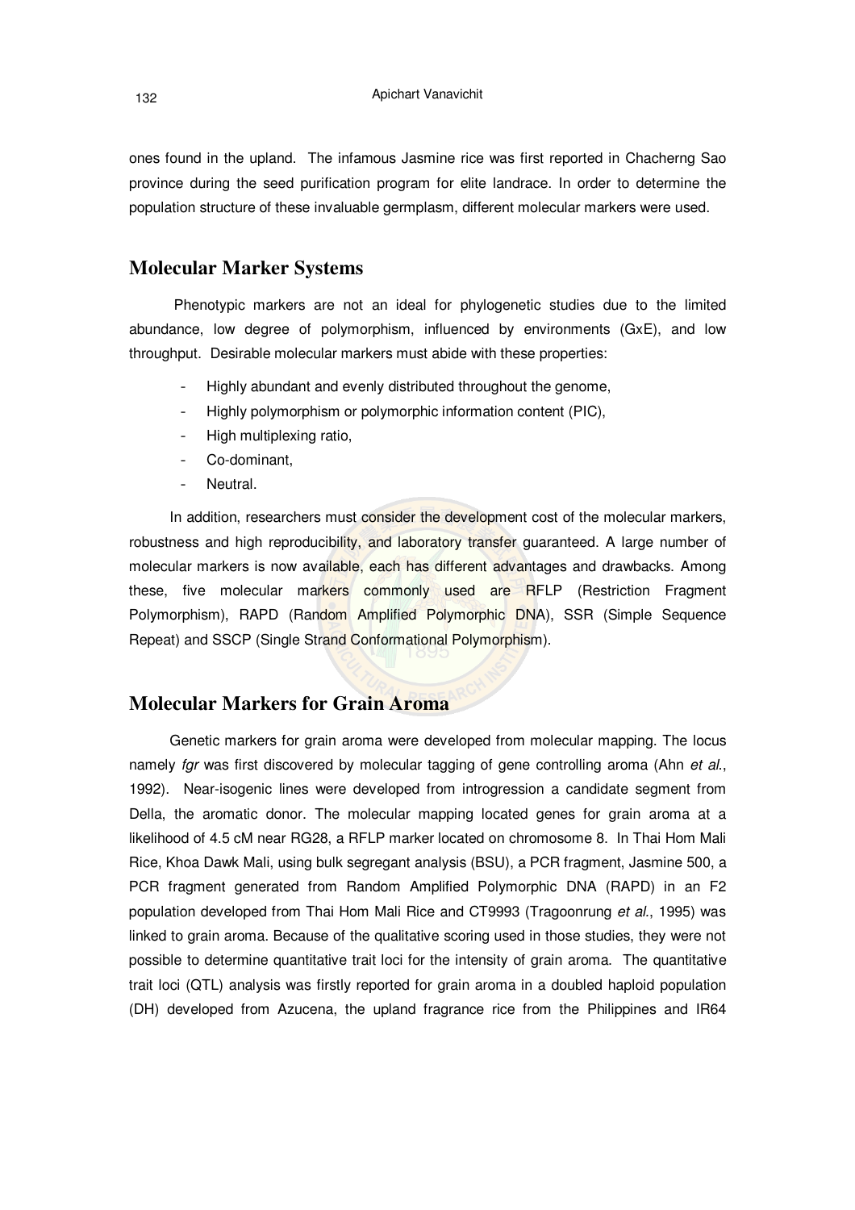ones found in the upland. The infamous Jasmine rice was first reported in Chacherng Sao province during the seed purification program for elite landrace. In order to determine the population structure of these invaluable germplasm, different molecular markers were used.

## Molecular Marker Systems

Phenotypic markers are not an ideal for phylogenetic studies due to the limited abundance, low degree of polymorphism, influenced by environments (GxE), and low throughput. Desirable molecular markers must abide with these properties:

- Highly abundant and evenly distributed throughout the genome,
- Highly polymorphism or polymorphic information content (PIC),
- High multiplexing ratio,
- Co-dominant,
- Neutral.

In addition, researchers must consider the development cost of the molecular markers, robustness and high reproducibility, and laboratory transfer guaranteed. A large number of molecular markers is now available, each has different advantages and drawbacks. Among these, five molecular markers commonly used are RFLP (Restriction Fragment Polymorphism), RAPD (Random Amplified Polymorphic DNA), SSR (Simple Sequence Repeat) and SSCP (Single Strand Conformational Polymorphism).

## Molecular Markers for Grain Aroma

Genetic markers for grain aroma were developed from molecular mapping. The locus namely *fgr* was first discovered by molecular tagging of gene controlling aroma (Ahn *et al*., 1992). Near-isogenic lines were developed from introgression a candidate segment from Della, the aromatic donor. The molecular mapping located genes for grain aroma at a likelihood of 4.5 cM near RG28, a RFLP marker located on chromosome 8. In Thai Hom Mali Rice, Khoa Dawk Mali, using bulk segregant analysis (BSU), a PCR fragment, Jasmine 500, a PCR fragment generated from Random Amplified Polymorphic DNA (RAPD) in an F2 population developed from Thai Hom Mali Rice and CT9993 (Tragoonrung *et al*., 1995) was linked to grain aroma. Because of the qualitative scoring used in those studies, they were not possible to determine quantitative trait loci for the intensity of grain aroma. The quantitative trait loci (QTL) analysis was firstly reported for grain aroma in a doubled haploid population (DH) developed from Azucena, the upland fragrance rice from the Philippines and IR64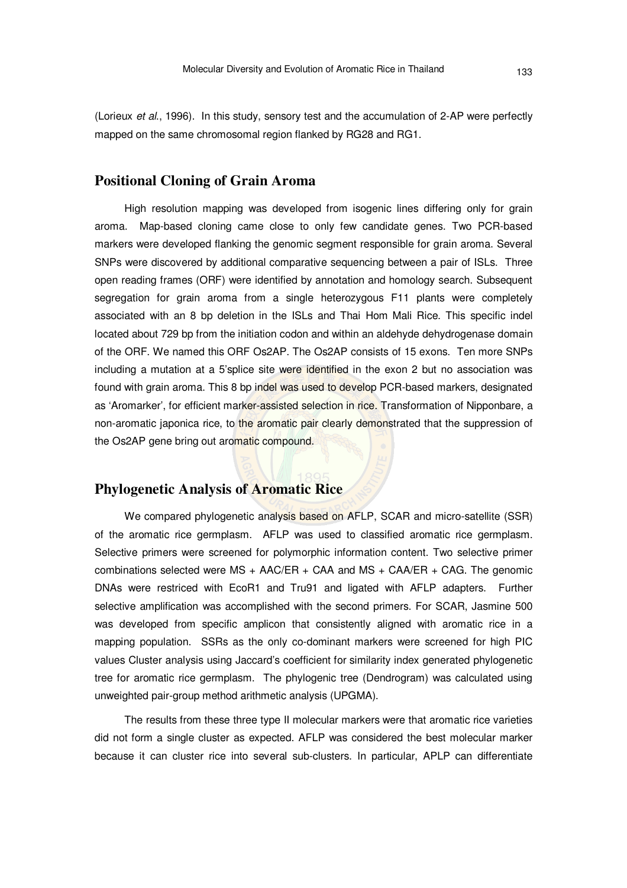(Lorieux *et al.*, 1996). In this study, sensory test and the accumulation of 2-AP were perfectly mapped on the same chromosomal region flanked by RG28 and RG1.

## Positional Cloning of Grain Aroma

High resolution mapping was developed from isogenic lines differing only for grain aroma. Map-based cloning came close to only few candidate genes. Two PCR-based markers were developed flanking the genomic segment responsible for grain aroma. Several SNPs were discovered by additional comparative sequencing between a pair of ISLs. Three open reading frames (ORF) were identified by annotation and homology search. Subsequent segregation for grain aroma from a single heterozygous F11 plants were completely associated with an 8 bp deletion in the ISLs and Thai Hom Mali Rice. This specific indel located about 729 bp from the initiation codon and within an aldehyde dehydrogenase domain of the ORF. We named this ORF Os2AP. The Os2AP consists of 15 exons. Ten more SNPs including a mutation at a 5'splice site were identified in the exon 2 but no association was found with grain aroma. This 8 bp indel was used to develop PCR-based markers, designated as 'Aromarker', for efficient marker-assisted selection in rice. Transformation of Nipponbare, a non-aromatic japonica rice, to the aromatic pair clearly demonstrated that the suppression of the Os2AP gene bring out aromatic compound.

## Phylogenetic Analysis of Aromatic Rice

We compared phylogenetic analysis based on AFLP, SCAR and micro-satellite (SSR) of the aromatic rice germplasm. AFLP was used to classified aromatic rice germplasm. Selective primers were screened for polymorphic information content. Two selective primer combinations selected were MS + AAC/ER + CAA and MS + CAA/ER + CAG. The genomic DNAs were restriced with EcoR1 and Tru91 and ligated with AFLP adapters. Further selective amplification was accomplished with the second primers. For SCAR, Jasmine 500 was developed from specific amplicon that consistently aligned with aromatic rice in a mapping population. SSRs as the only co-dominant markers were screened for high PIC values Cluster analysis using Jaccard's coefficient for similarity index generated phylogenetic tree for aromatic rice germplasm. The phylogenic tree (Dendrogram) was calculated using unweighted pair-group method arithmetic analysis (UPGMA).

The results from these three type II molecular markers were that aromatic rice varieties did not form a single cluster as expected. AFLP was considered the best molecular marker because it can cluster rice into several sub-clusters. In particular, APLP can differentiate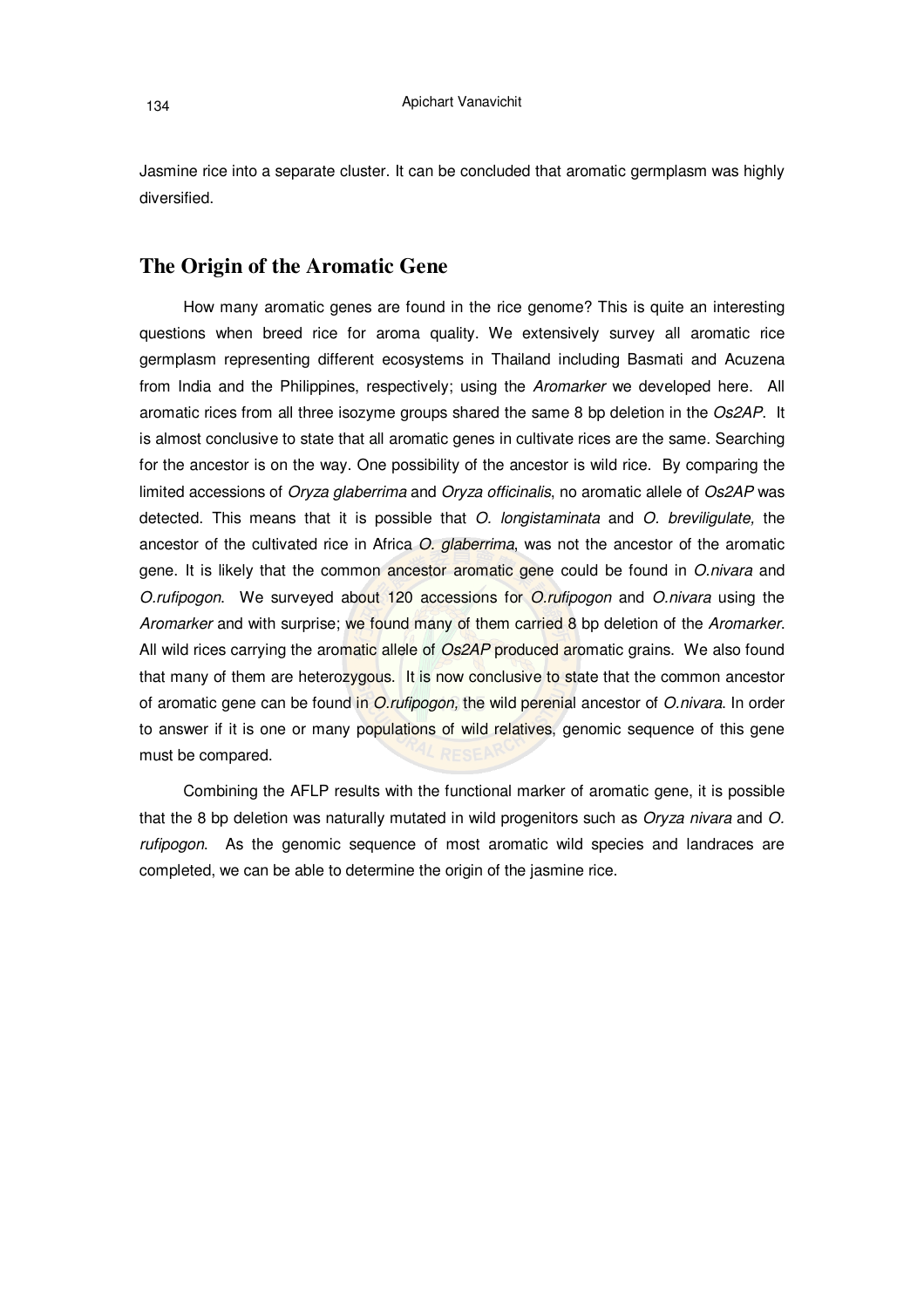Jasmine rice into a separate cluster. It can be concluded that aromatic germplasm was highly diversified.

## The Origin of the Aromatic Gene

How many aromatic genes are found in the rice genome? This is quite an interesting questions when breed rice for aroma quality. We extensively survey all aromatic rice germplasm representing different ecosystems in Thailand including Basmati and Acuzena from India and the Philippines, respectively; using the *Aromarker* we developed here. All aromatic rices from all three isozyme groups shared the same 8 bp deletion in the *Os2AP*. It is almost conclusive to state that all aromatic genes in cultivate rices are the same. Searching for the ancestor is on the way. One possibility of the ancestor is wild rice. By comparing the limited accessions of *Oryza glaberrima* and *Oryza officinalis*, no aromatic allele of *Os2AP* was detected. This means that it is possible that *O. longistaminata* and *O. breviligulate,* the ancestor of the cultivated rice in Africa *O. glaberrima*, was not the ancestor of the aromatic gene. It is likely that the common ancestor aromatic gene could be found in *O.nivara* and *O.rufipogon*. We surveyed about 120 accessions for *O.rufipogon* and *O.nivara* using the *Aromarker* and with surprise; we found many of them carried 8 bp deletion of the *Aromarker*. All wild rices carrying the aromatic allele of *Os2AP* produced aromatic grains. We also found that many of them are heterozygous. It is now conclusive to state that the common ancestor of aromatic gene can be found in *O.rufipogon,* the wild perenial ancestor of *O.nivara*. In order to answer if it is one or many populations of wild relatives, genomic sequence of this gene must be compared.

Combining the AFLP results with the functional marker of aromatic gene, it is possible that the 8 bp deletion was naturally mutated in wild progenitors such as *Oryza nivara* and *O. rufipogon*. As the genomic sequence of most aromatic wild species and landraces are completed, we can be able to determine the origin of the jasmine rice.